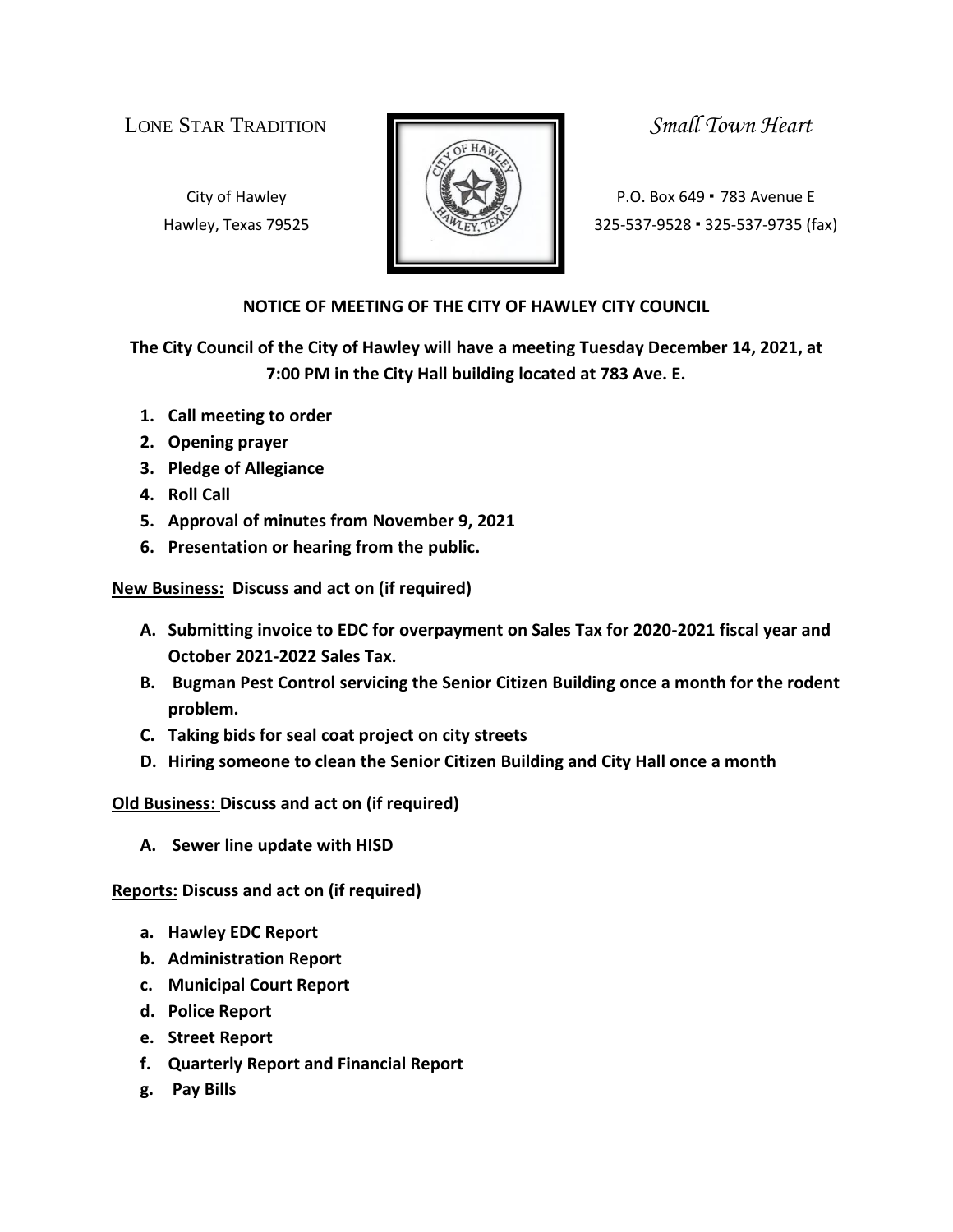LONE STAR TRADITION *Small Town Heart*

City of Hawley
Hawley, Texas 79525

P.O. Box 649 ▪ 783 Avenue E
325-537-9528 ▪ 325-537-9735 (fax)

## NOTICE OF MEETING OF THE CITY OF HAWLEY CITY COUNCIL

**The City Council of the City of Hawley will have a meeting Tuesday December 14, 2021, at 7:00 PM in the City Hall building located at 783 Ave. E.**

1. **Call meeting to order**
2. **Opening prayer**
3. **Pledge of Allegiance**
4. **Roll Call**
5. **Approval of minutes from November 9, 2021**
6. **Presentation or hearing from the public.**

**New Business: Discuss and act on (if required)**

- **A. Submitting invoice to EDC for overpayment on Sales Tax for 2020-2021 fiscal year and October 2021-2022 Sales Tax.**
- **B. Bugman Pest Control servicing the Senior Citizen Building once a month for the rodent problem.**
- **C. Taking bids for seal coat project on city streets**
- **D. Hiring someone to clean the Senior Citizen Building and City Hall once a month**

**Old Business: Discuss and act on (if required)**

- **A. Sewer line update with HISD**

**Reports: Discuss and act on (if required)**

- **a. Hawley EDC Report**
- **b. Administration Report**
- **c. Municipal Court Report**
- **d. Police Report**
- **e. Street Report**
- **f. Quarterly Report and Financial Report**
- **g. Pay Bills**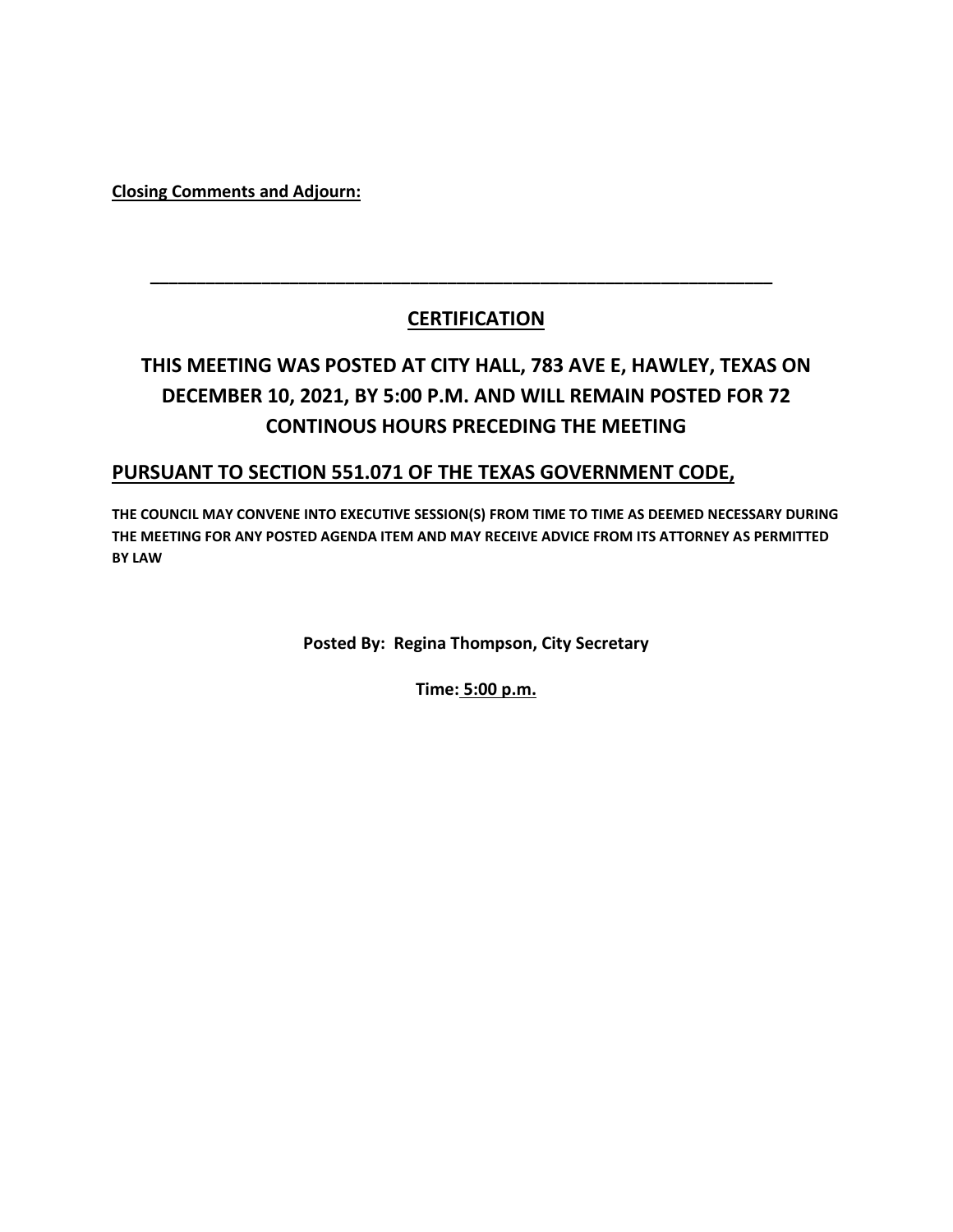**Closing Comments and Adjourn:**

---

## CERTIFICATION

## THIS MEETING WAS POSTED AT CITY HALL, 783 AVE E, HAWLEY, TEXAS ON DECEMBER 10, 2021, BY 5:00 P.M. AND WILL REMAIN POSTED FOR 72 CONTINOUS HOURS PRECEDING THE MEETING

### PURSUANT TO SECTION 551.071 OF THE TEXAS GOVERNMENT CODE,

**THE COUNCIL MAY CONVENE INTO EXECUTIVE SESSION(S) FROM TIME TO TIME AS DEEMED NECESSARY DURING THE MEETING FOR ANY POSTED AGENDA ITEM AND MAY RECEIVE ADVICE FROM ITS ATTORNEY AS PERMITTED BY LAW**

**Posted By: Regina Thompson, City Secretary**

**Time: 5:00 p.m.**